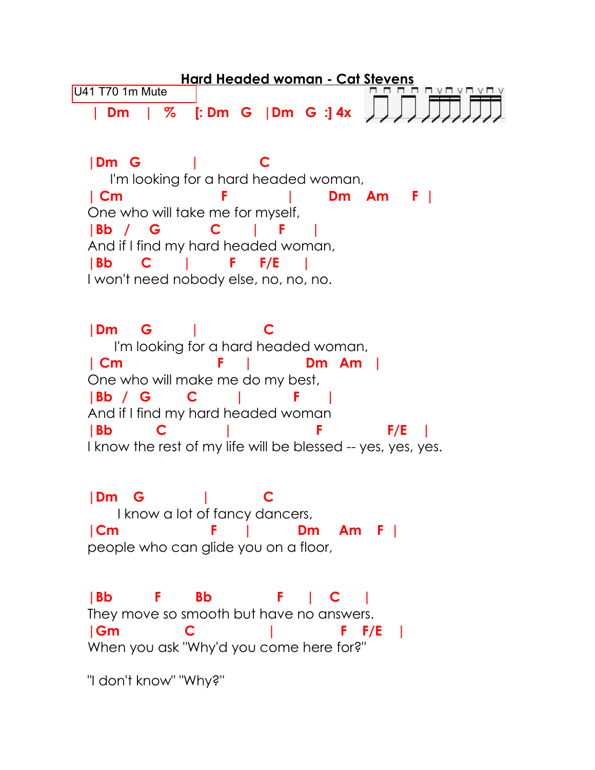# Hard Headed woman - Cat Stevens

U41 T70 1m Mute

```
| Dm    |  %    [: Dm   G    |Dm   G  :] 4x
```

```
|Dm   G          |           C
    I'm looking for a hard headed woman,
| Cm                    F           |       Dm    Am      F  |
One who will take me for myself,
|Bb  /    G          C       |    F     |
And if I find my hard headed woman,
|Bb      C       |        F     F/E      |
I won't need nobody else, no, no, no.
```

```
|Dm     G        |             C
     I'm looking for a hard headed woman,
| Cm                   F     |           Dm   Am   |
One who will make me do my best,
|Bb  /   G        C         |          F      |
And if I find my hard headed woman
|Bb         C              |                F              F/E    |
I know the rest of my life will be blessed -- yes, yes, yes.
```

```
|Dm   G              |           C
      I know a lot of fancy dancers,
|Cm                  F      |          Dm    Am    F  |
people who can glide you on a floor,
```

```
|Bb        F       Bb            F     |   C      |
They move so smooth but have no answers.
|Gm             C              |            F    F/E    |
When you ask "Why'd you come here for?"
```

"I don't know" "Why?"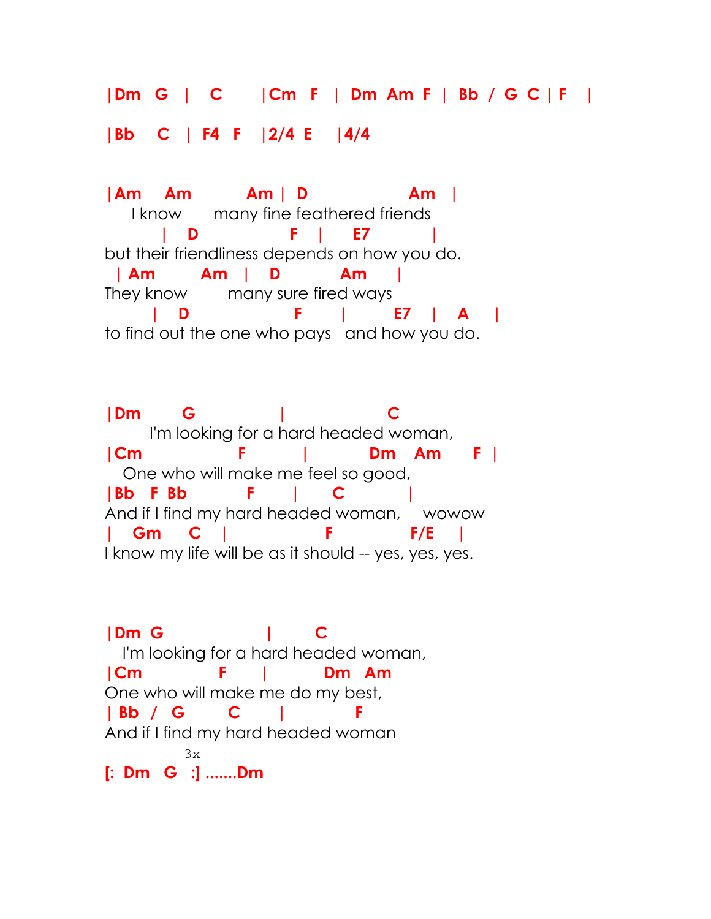```
|Dm   G   |    C       |Cm   F   |  Dm  Am  F  |  Bb  /  G  C | F    |

|Bb    C   |  F4   F   |2/4  E    |4/4


|Am    Am          Am |  D                   Am   |
     I know      many fine feathered friends
         |    D                  F   |     E7           |
but their friendliness depends on how you do.
  | Am         Am   |    D           Am      |
They know        many sure fired ways
        |    D                    F       |         E7    |    A    |
to find out the one who pays   and how you do.



|Dm       G                |                   C
        I'm looking for a hard headed woman,
|Cm                  F          |           Dm    Am      F  |
   One who will make me feel so good,
|Bb   F  Bb           F       |      C           |
And if I find my hard headed woman,     wowow
|   Gm     C   |                  F             F/E    |
I know my life will be as it should -- yes, yes, yes.



|Dm  G                   |        C
   I'm looking for a hard headed woman,
|Cm               F      |          Dm   Am
One who will make me do my best,
| Bb  /  G        C       |             F
And if I find my hard headed woman
               3x
[:  Dm   G   :] .......Dm
```